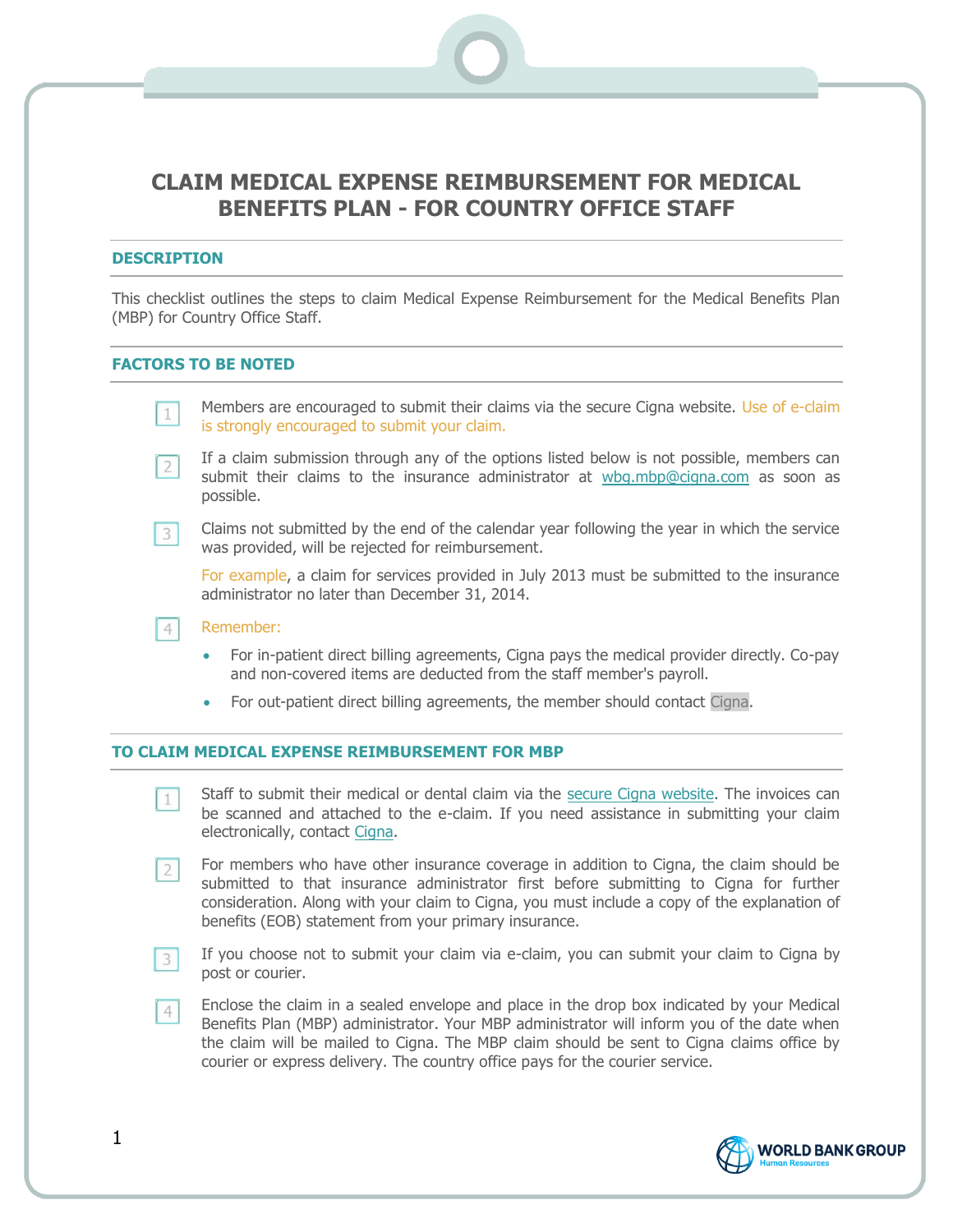# CLAIM MEDICAL EXPENSE REIMBURSEMENT FOR MEDICAL BENEFITS PLAN - FOR COUNTRY OFFICE STAFF

## DESCRIPTION

This checklist outlines the steps to claim Medical Expense Reimbursement for the Medical Benefits Plan (MBP) for Country Office Staff.

## FACTORS TO BE NOTED

1. Members are encouraged to submit their claims via the secure Cigna website. Use of e-claim is strongly encouraged to submit your claim.

2. If a claim submission through any of the options listed below is not possible, members can submit their claims to the insurance administrator at wbg.mbp@cigna.com as soon as possible.

3. Claims not submitted by the end of the calendar year following the year in which the service was provided, will be rejected for reimbursement.

   For example, a claim for services provided in July 2013 must be submitted to the insurance administrator no later than December 31, 2014.

4. Remember:
   - For in-patient direct billing agreements, Cigna pays the medical provider directly. Co-pay and non-covered items are deducted from the staff member's payroll.
   - For out-patient direct billing agreements, the member should contact Cigna.

## TO CLAIM MEDICAL EXPENSE REIMBURSEMENT FOR MBP

1. Staff to submit their medical or dental claim via the secure Cigna website. The invoices can be scanned and attached to the e-claim. If you need assistance in submitting your claim electronically, contact Cigna.

2. For members who have other insurance coverage in addition to Cigna, the claim should be submitted to that insurance administrator first before submitting to Cigna for further consideration. Along with your claim to Cigna, you must include a copy of the explanation of benefits (EOB) statement from your primary insurance.

3. If you choose not to submit your claim via e-claim, you can submit your claim to Cigna by post or courier.

4. Enclose the claim in a sealed envelope and place in the drop box indicated by your Medical Benefits Plan (MBP) administrator. Your MBP administrator will inform you of the date when the claim will be mailed to Cigna. The MBP claim should be sent to Cigna claims office by courier or express delivery. The country office pays for the courier service.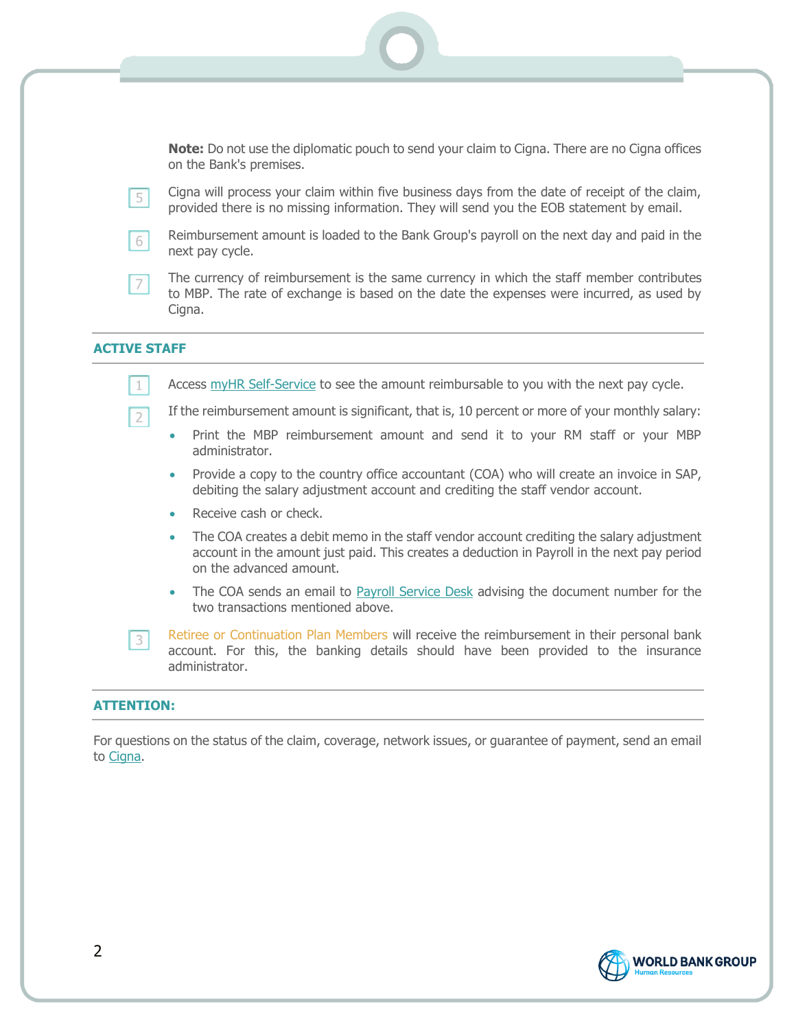**Note:** Do not use the diplomatic pouch to send your claim to Cigna. There are no Cigna offices on the Bank's premises.

5. Cigna will process your claim within five business days from the date of receipt of the claim, provided there is no missing information. They will send you the EOB statement by email.

6. Reimbursement amount is loaded to the Bank Group's payroll on the next day and paid in the next pay cycle.

7. The currency of reimbursement is the same currency in which the staff member contributes to MBP. The rate of exchange is based on the date the expenses were incurred, as used by Cigna.

## ACTIVE STAFF

1. Access myHR Self-Service to see the amount reimbursable to you with the next pay cycle.

2. If the reimbursement amount is significant, that is, 10 percent or more of your monthly salary:
   - Print the MBP reimbursement amount and send it to your RM staff or your MBP administrator.
   - Provide a copy to the country office accountant (COA) who will create an invoice in SAP, debiting the salary adjustment account and crediting the staff vendor account.
   - Receive cash or check.
   - The COA creates a debit memo in the staff vendor account crediting the salary adjustment account in the amount just paid. This creates a deduction in Payroll in the next pay period on the advanced amount.
   - The COA sends an email to Payroll Service Desk advising the document number for the two transactions mentioned above.

3. Retiree or Continuation Plan Members will receive the reimbursement in their personal bank account. For this, the banking details should have been provided to the insurance administrator.

## ATTENTION:

For questions on the status of the claim, coverage, network issues, or guarantee of payment, send an email to Cigna.